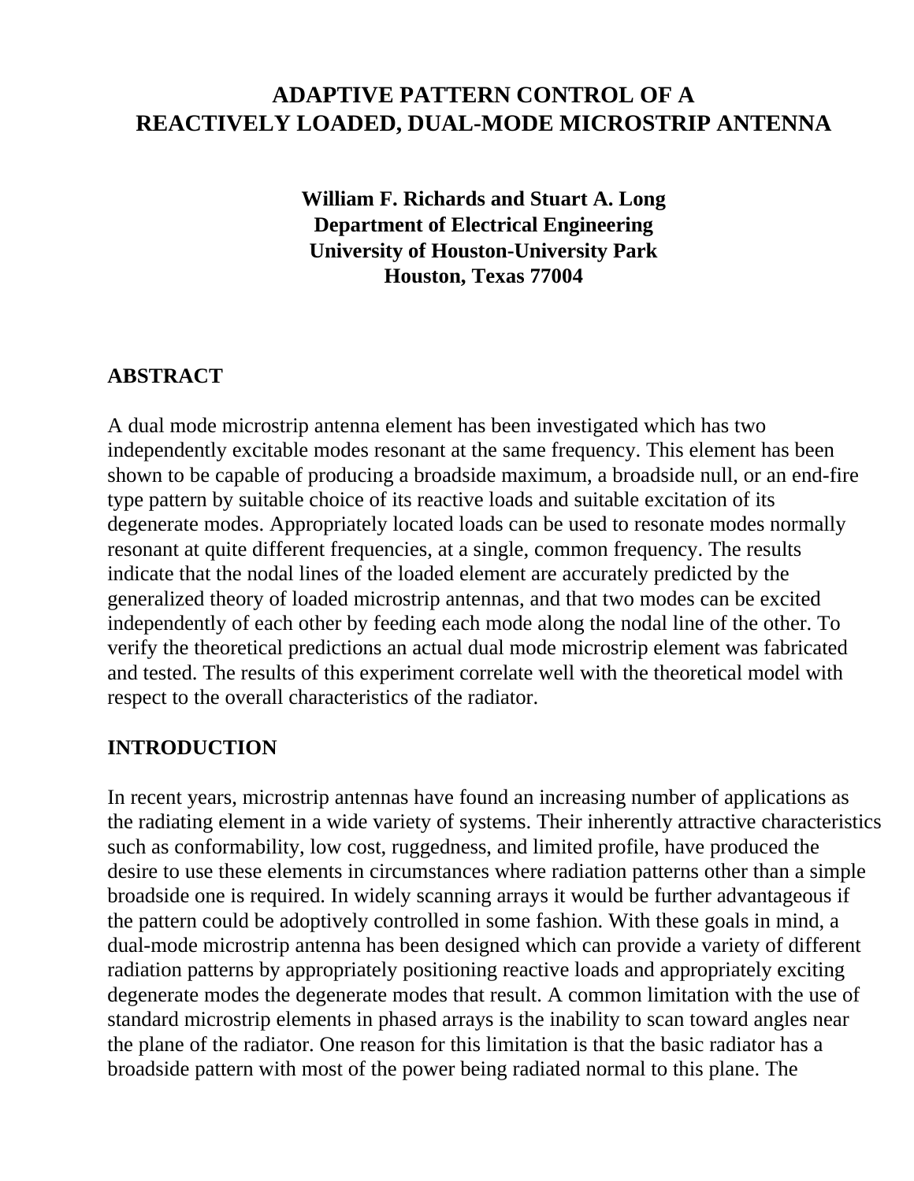# ADAPTIVE PATTERN CONTROL OF A REACTIVELY LOADED, DUAL-MODE MICROSTRIP ANTENNA

**William F. Richards and Stuart A. Long**
**Department of Electrical Engineering**
**University of Houston-University Park**
**Houston, Texas 77004**

## ABSTRACT

A dual mode microstrip antenna element has been investigated which has two independently excitable modes resonant at the same frequency. This element has been shown to be capable of producing a broadside maximum, a broadside null, or an end-fire type pattern by suitable choice of its reactive loads and suitable excitation of its degenerate modes. Appropriately located loads can be used to resonate modes normally resonant at quite different frequencies, at a single, common frequency. The results indicate that the nodal lines of the loaded element are accurately predicted by the generalized theory of loaded microstrip antennas, and that two modes can be excited independently of each other by feeding each mode along the nodal line of the other. To verify the theoretical predictions an actual dual mode microstrip element was fabricated and tested. The results of this experiment correlate well with the theoretical model with respect to the overall characteristics of the radiator.

## INTRODUCTION

In recent years, microstrip antennas have found an increasing number of applications as the radiating element in a wide variety of systems. Their inherently attractive characteristics such as conformability, low cost, ruggedness, and limited profile, have produced the desire to use these elements in circumstances where radiation patterns other than a simple broadside one is required. In widely scanning arrays it would be further advantageous if the pattern could be adoptively controlled in some fashion. With these goals in mind, a dual-mode microstrip antenna has been designed which can provide a variety of different radiation patterns by appropriately positioning reactive loads and appropriately exciting degenerate modes the degenerate modes that result. A common limitation with the use of standard microstrip elements in phased arrays is the inability to scan toward angles near the plane of the radiator. One reason for this limitation is that the basic radiator has a broadside pattern with most of the power being radiated normal to this plane. The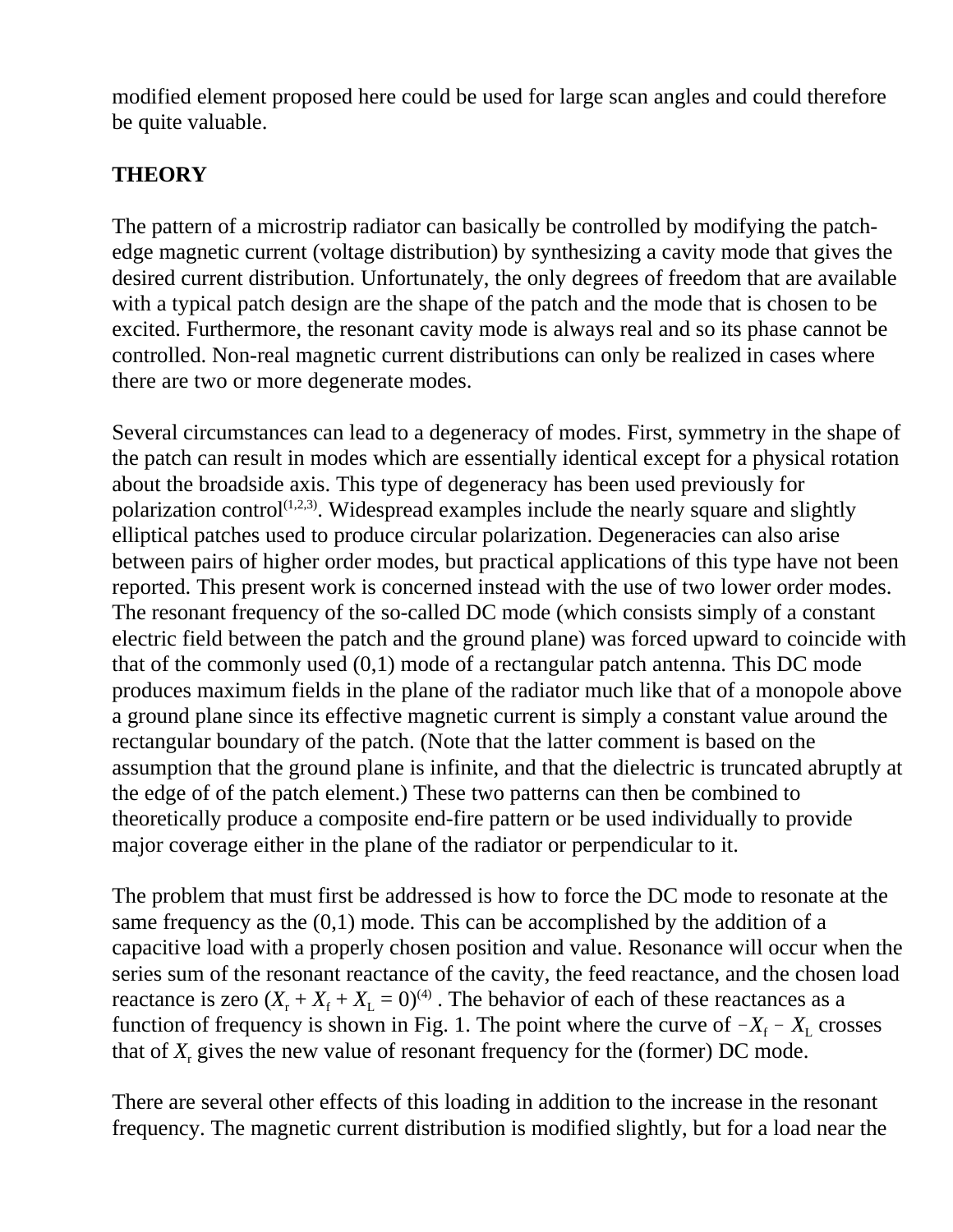modified element proposed here could be used for large scan angles and could therefore be quite valuable.

## THEORY

The pattern of a microstrip radiator can basically be controlled by modifying the patch-edge magnetic current (voltage distribution) by synthesizing a cavity mode that gives the desired current distribution. Unfortunately, the only degrees of freedom that are available with a typical patch design are the shape of the patch and the mode that is chosen to be excited. Furthermore, the resonant cavity mode is always real and so its phase cannot be controlled. Non-real magnetic current distributions can only be realized in cases where there are two or more degenerate modes.

Several circumstances can lead to a degeneracy of modes. First, symmetry in the shape of the patch can result in modes which are essentially identical except for a physical rotation about the broadside axis. This type of degeneracy has been used previously for polarization control[1,2,3]. Widespread examples include the nearly square and slightly elliptical patches used to produce circular polarization. Degeneracies can also arise between pairs of higher order modes, but practical applications of this type have not been reported. This present work is concerned instead with the use of two lower order modes. The resonant frequency of the so-called DC mode (which consists simply of a constant electric field between the patch and the ground plane) was forced upward to coincide with that of the commonly used (0,1) mode of a rectangular patch antenna. This DC mode produces maximum fields in the plane of the radiator much like that of a monopole above a ground plane since its effective magnetic current is simply a constant value around the rectangular boundary of the patch. (Note that the latter comment is based on the assumption that the ground plane is infinite, and that the dielectric is truncated abruptly at the edge of of the patch element.) These two patterns can then be combined to theoretically produce a composite end-fire pattern or be used individually to provide major coverage either in the plane of the radiator or perpendicular to it.

The problem that must first be addressed is how to force the DC mode to resonate at the same frequency as the (0,1) mode. This can be accomplished by the addition of a capacitive load with a properly chosen position and value. Resonance will occur when the series sum of the resonant reactance of the cavity, the feed reactance, and the chosen load reactance is zero ($X_r + X_f + X_L = 0$)[4] . The behavior of each of these reactances as a function of frequency is shown in Fig. 1. The point where the curve of $-X_f - X_L$ crosses that of $X_r$ gives the new value of resonant frequency for the (former) DC mode.

There are several other effects of this loading in addition to the increase in the resonant frequency. The magnetic current distribution is modified slightly, but for a load near the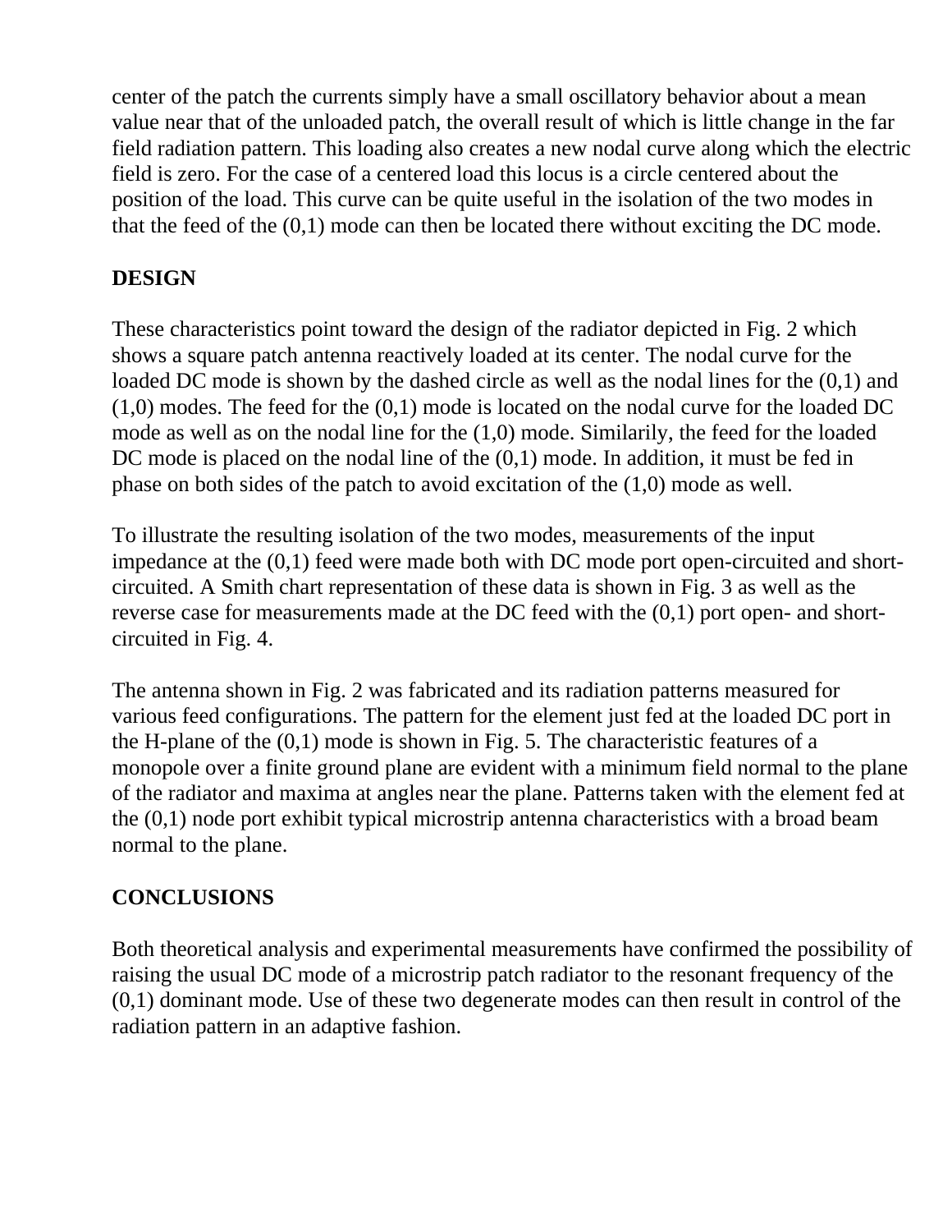center of the patch the currents simply have a small oscillatory behavior about a mean value near that of the unloaded patch, the overall result of which is little change in the far field radiation pattern. This loading also creates a new nodal curve along which the electric field is zero. For the case of a centered load this locus is a circle centered about the position of the load. This curve can be quite useful in the isolation of the two modes in that the feed of the (0,1) mode can then be located there without exciting the DC mode.

## DESIGN

These characteristics point toward the design of the radiator depicted in Fig. 2 which shows a square patch antenna reactively loaded at its center. The nodal curve for the loaded DC mode is shown by the dashed circle as well as the nodal lines for the (0,1) and (1,0) modes. The feed for the (0,1) mode is located on the nodal curve for the loaded DC mode as well as on the nodal line for the (1,0) mode. Similarily, the feed for the loaded DC mode is placed on the nodal line of the (0,1) mode. In addition, it must be fed in phase on both sides of the patch to avoid excitation of the (1,0) mode as well.

To illustrate the resulting isolation of the two modes, measurements of the input impedance at the (0,1) feed were made both with DC mode port open-circuited and short-circuited. A Smith chart representation of these data is shown in Fig. 3 as well as the reverse case for measurements made at the DC feed with the (0,1) port open- and short-circuited in Fig. 4.

The antenna shown in Fig. 2 was fabricated and its radiation patterns measured for various feed configurations. The pattern for the element just fed at the loaded DC port in the H-plane of the (0,1) mode is shown in Fig. 5. The characteristic features of a monopole over a finite ground plane are evident with a minimum field normal to the plane of the radiator and maxima at angles near the plane. Patterns taken with the element fed at the (0,1) node port exhibit typical microstrip antenna characteristics with a broad beam normal to the plane.

## CONCLUSIONS

Both theoretical analysis and experimental measurements have confirmed the possibility of raising the usual DC mode of a microstrip patch radiator to the resonant frequency of the (0,1) dominant mode. Use of these two degenerate modes can then result in control of the radiation pattern in an adaptive fashion.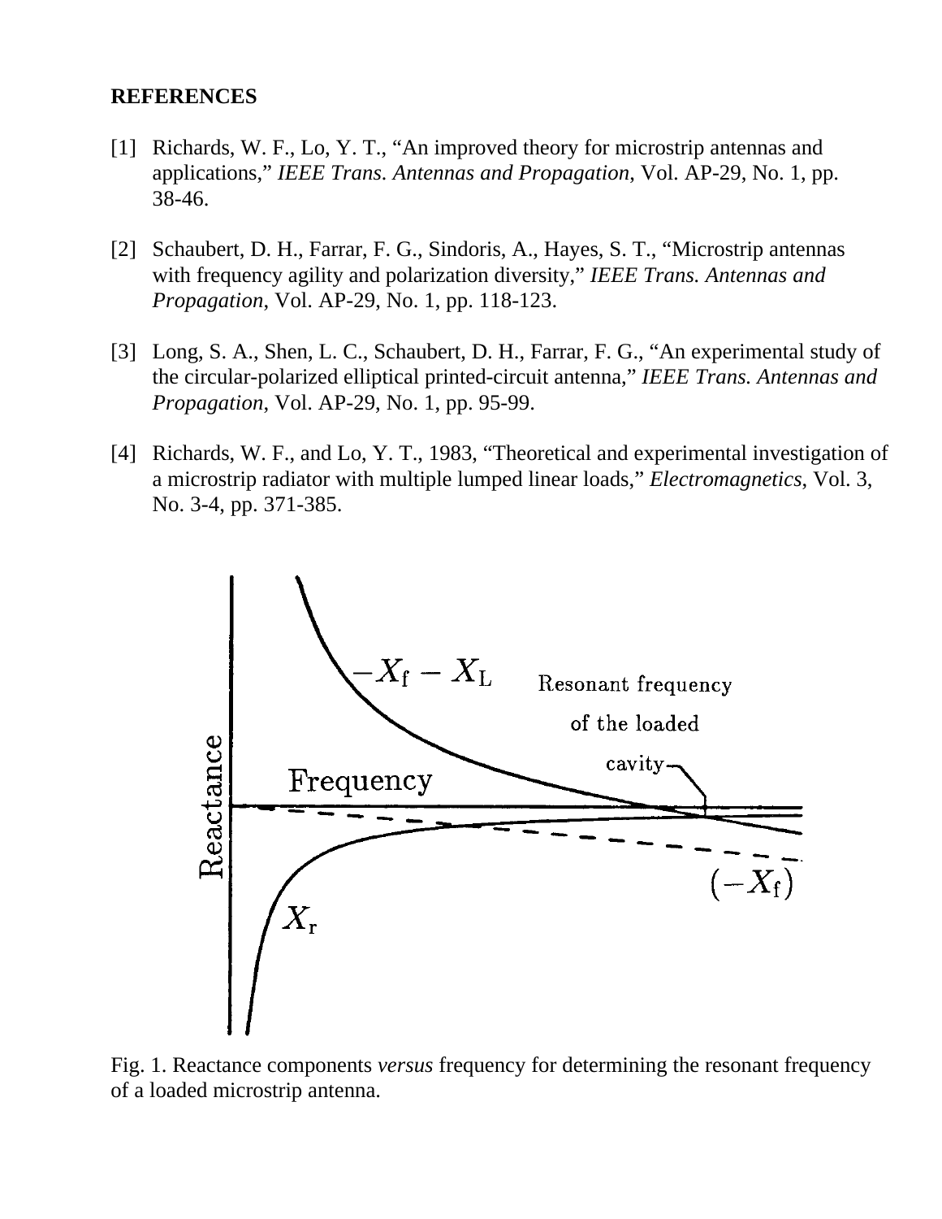## REFERENCES

[1] Richards, W. F., Lo, Y. T., “An improved theory for microstrip antennas and applications,” *IEEE Trans. Antennas and Propagation*, Vol. AP-29, No. 1, pp. 38-46.

[2] Schaubert, D. H., Farrar, F. G., Sindoris, A., Hayes, S. T., “Microstrip antennas with frequency agility and polarization diversity,” *IEEE Trans. Antennas and Propagation*, Vol. AP-29, No. 1, pp. 118-123.

[3] Long, S. A., Shen, L. C., Schaubert, D. H., Farrar, F. G., “An experimental study of the circular-polarized elliptical printed-circuit antenna,” *IEEE Trans. Antennas and Propagation*, Vol. AP-29, No. 1, pp. 95-99.

[4] Richards, W. F., and Lo, Y. T., 1983, “Theoretical and experimental investigation of a microstrip radiator with multiple lumped linear loads,” *Electromagnetics*, Vol. 3, No. 3-4, pp. 371-385.

Fig. 1. Reactance components *versus* frequency for determining the resonant frequency of a loaded microstrip antenna.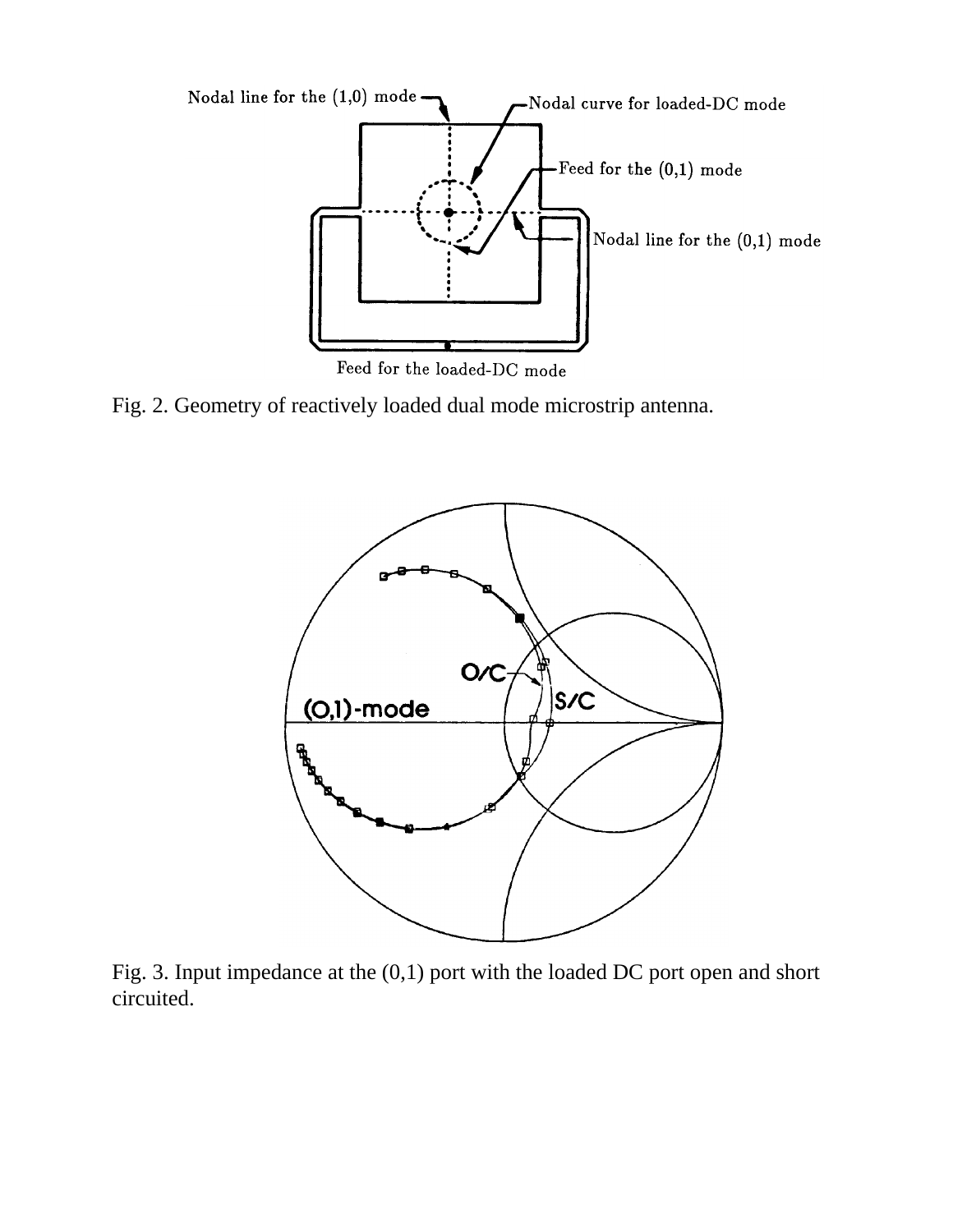Fig. 2. Geometry of reactively loaded dual mode microstrip antenna.

Fig. 3. Input impedance at the (0,1) port with the loaded DC port open and short circuited.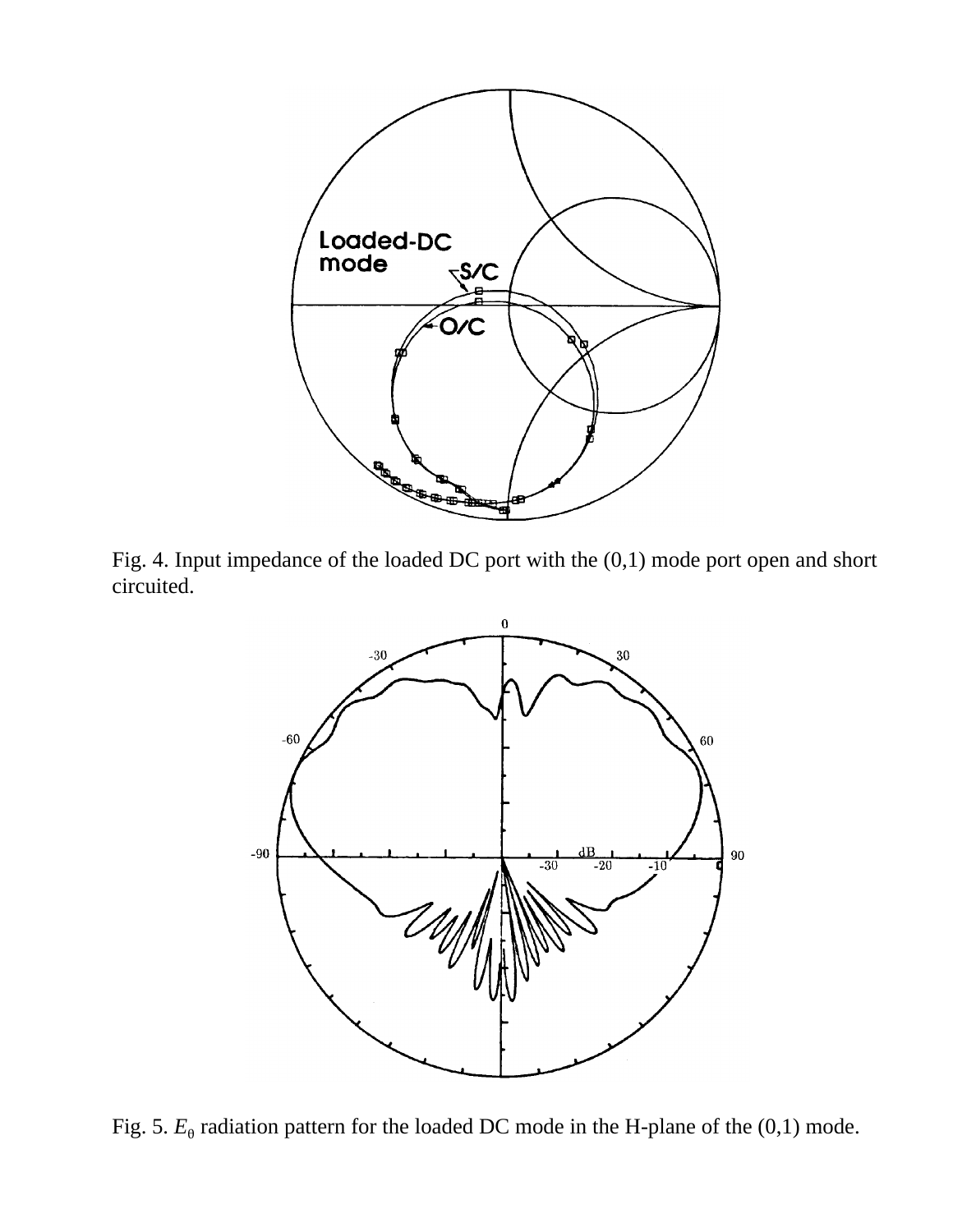Loaded-DC mode

S/C

O/C

Fig. 4. Input impedance of the loaded DC port with the (0,1) mode port open and short circuited.

0

-30

30

-60

60

-90

90

dB

-30

-20

-10

Fig. 5. $E_\theta$ radiation pattern for the loaded DC mode in the H-plane of the (0,1) mode.